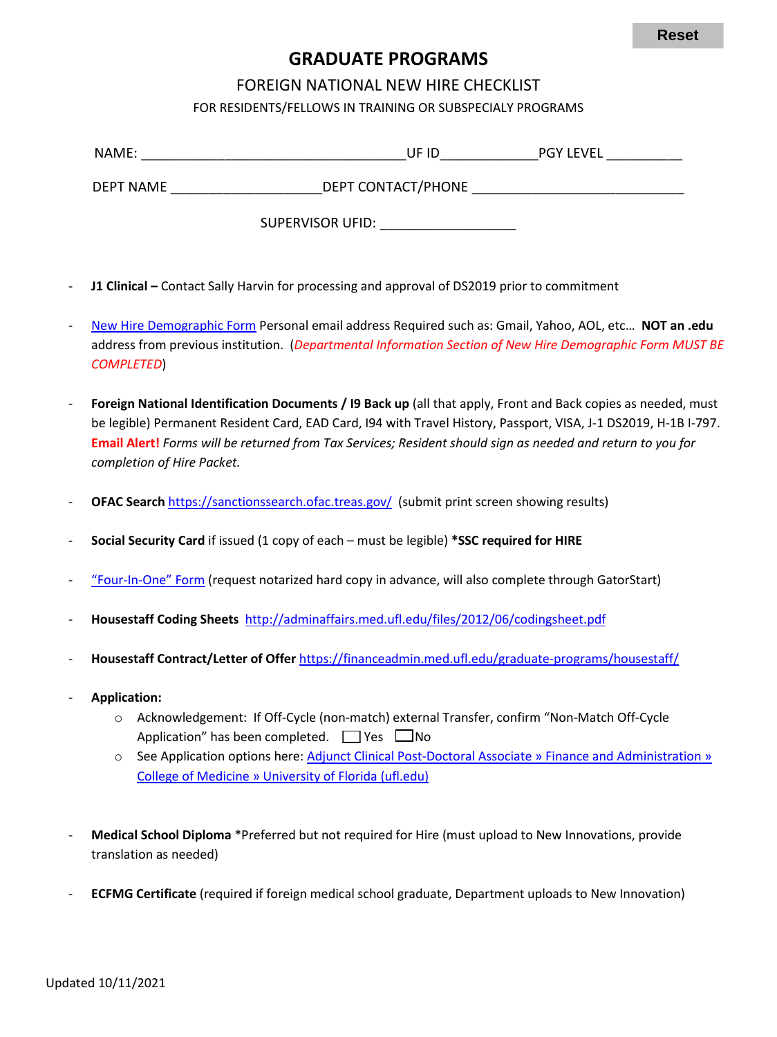# GRADUATE PROGRAMS

## FOREIGN NATIONAL NEW HIRE CHECKLIST

### FOR RESIDENTS/FELLOWS IN TRAINING OR SUBSPECIALY PROGRAMS

NAME: ___________________________________ UF ID_____________ PGY LEVEL __________

DEPT NAME ____________________ DEPT CONTACT/PHONE ____________________________

SUPERVISOR UFID: __________________

- **J1 Clinical –** Contact Sally Harvin for processing and approval of DS2019 prior to commitment
- New Hire Demographic Form Personal email address Required such as: Gmail, Yahoo, AOL, etc… **NOT an .edu** address from previous institution. (*Departmental Information Section of New Hire Demographic Form MUST BE COMPLETED*)
- **Foreign National Identification Documents / I9 Back up** (all that apply, Front and Back copies as needed, must be legible) Permanent Resident Card, EAD Card, I94 with Travel History, Passport, VISA, J-1 DS2019, H-1B I-797. **Email Alert!** *Forms will be returned from Tax Services; Resident should sign as needed and return to you for completion of Hire Packet.*
- **OFAC Search** https://sanctionssearch.ofac.treas.gov/ (submit print screen showing results)
- **Social Security Card** if issued (1 copy of each – must be legible) ***SSC required for HIRE**
- "Four-In-One" Form (request notarized hard copy in advance, will also complete through GatorStart)
- **Housestaff Coding Sheets** http://adminaffairs.med.ufl.edu/files/2012/06/codingsheet.pdf
- **Housestaff Contract/Letter of Offer** https://financeadmin.med.ufl.edu/graduate-programs/housestaff/
- **Application:**
  - Acknowledgement: If Off-Cycle (non-match) external Transfer, confirm "Non-Match Off-Cycle Application" has been completed. ☐ Yes ☐ No
  - See Application options here: Adjunct Clinical Post-Doctoral Associate » Finance and Administration » College of Medicine » University of Florida (ufl.edu)
- **Medical School Diploma** *Preferred but not required for Hire (must upload to New Innovations, provide translation as needed)
- **ECFMG Certificate** (required if foreign medical school graduate, Department uploads to New Innovation)

Updated 10/11/2021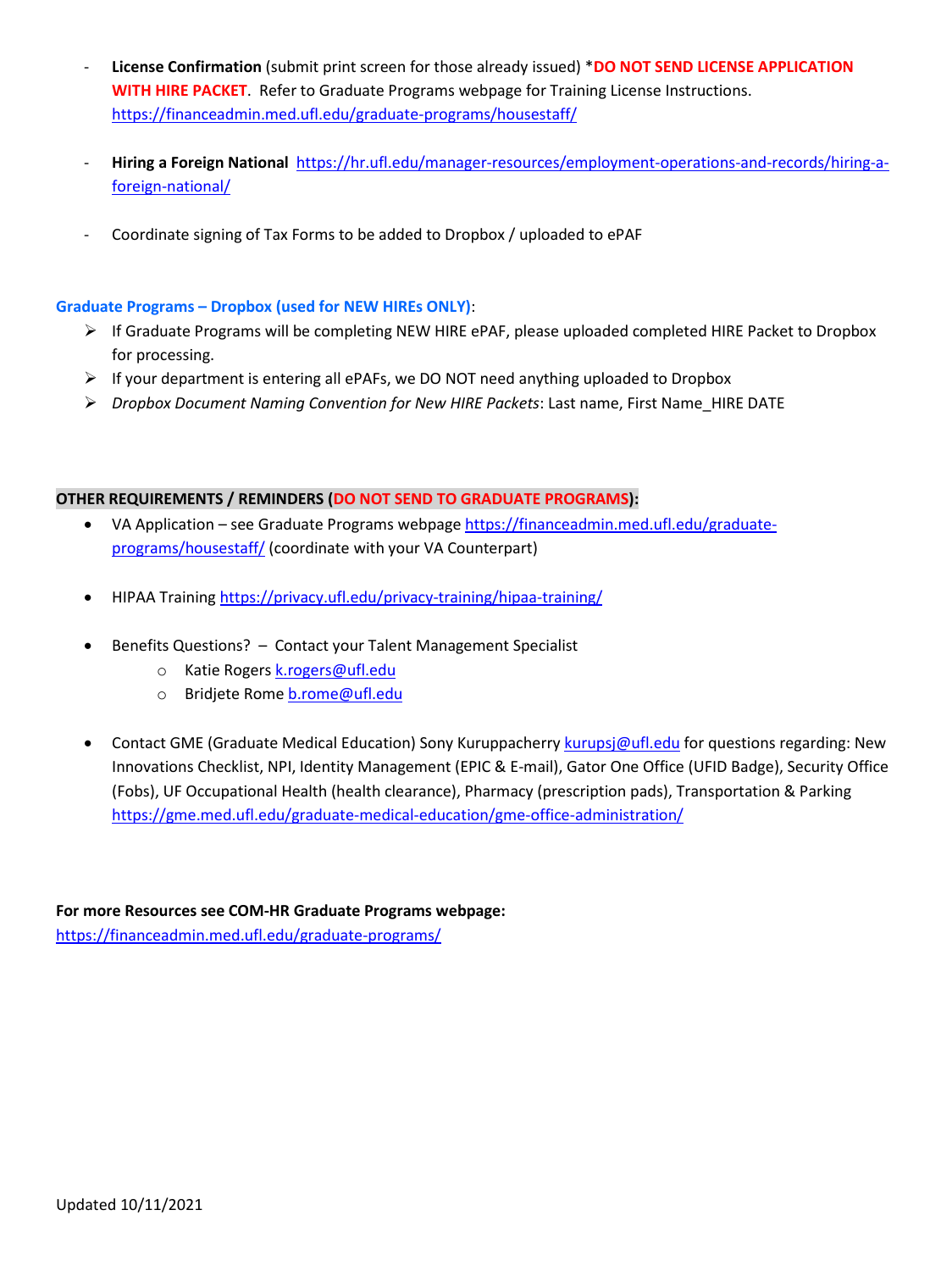- **License Confirmation** (submit print screen for those already issued) ***DO NOT SEND LICENSE APPLICATION WITH HIRE PACKET**. Refer to Graduate Programs webpage for Training License Instructions. https://financeadmin.med.ufl.edu/graduate-programs/housestaff/

- **Hiring a Foreign National** https://hr.ufl.edu/manager-resources/employment-operations-and-records/hiring-a-foreign-national/

- Coordinate signing of Tax Forms to be added to Dropbox / uploaded to ePAF

**Graduate Programs – Dropbox (used for NEW HIREs ONLY)**:

- If Graduate Programs will be completing NEW HIRE ePAF, please uploaded completed HIRE Packet to Dropbox for processing.
- If your department is entering all ePAFs, we DO NOT need anything uploaded to Dropbox
- *Dropbox Document Naming Convention for New HIRE Packets*: Last name, First Name_HIRE DATE

**OTHER REQUIREMENTS / REMINDERS (DO NOT SEND TO GRADUATE PROGRAMS):**

- VA Application – see Graduate Programs webpage https://financeadmin.med.ufl.edu/graduate-programs/housestaff/ (coordinate with your VA Counterpart)

- HIPAA Training https://privacy.ufl.edu/privacy-training/hipaa-training/

- Benefits Questions? – Contact your Talent Management Specialist
  - Katie Rogers k.rogers@ufl.edu
  - Bridjete Rome b.rome@ufl.edu

- Contact GME (Graduate Medical Education) Sony Kuruppacherry kurupsj@ufl.edu for questions regarding: New Innovations Checklist, NPI, Identity Management (EPIC & E-mail), Gator One Office (UFID Badge), Security Office (Fobs), UF Occupational Health (health clearance), Pharmacy (prescription pads), Transportation & Parking https://gme.med.ufl.edu/graduate-medical-education/gme-office-administration/

**For more Resources see COM-HR Graduate Programs webpage:**
https://financeadmin.med.ufl.edu/graduate-programs/

Updated 10/11/2021